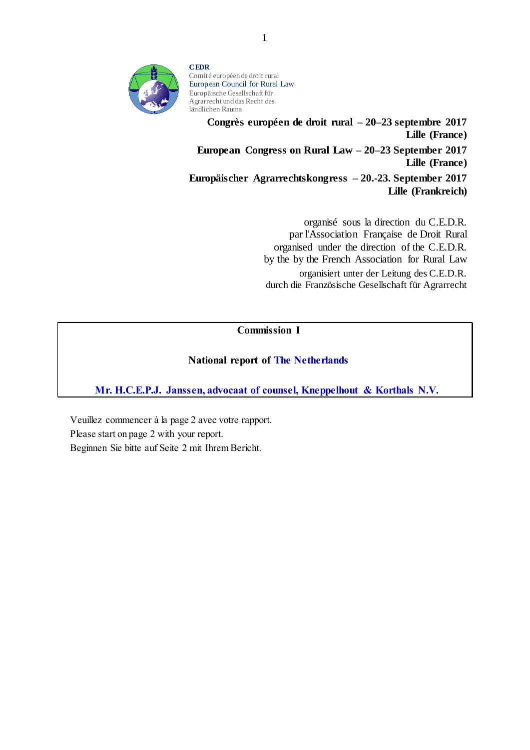**CEDR**
Comité européen de droit rural
European Council for Rural Law
Europäische Gesellschaft für Agrarrecht und das Recht des ländlichen Raums

**Congrès européen de droit rural – 20–23 septembre 2017**
**Lille (France)**

**European Congress on Rural Law – 20–23 September 2017**
**Lille (France)**

**Europäischer Agrarrechtskongress – 20.-23. September 2017**
**Lille (Frankreich)**

organisé sous la direction du C.E.D.R.
par l'Association Française de Droit Rural
organised under the direction of the C.E.D.R.
by the by the French Association for Rural Law
organisiert unter der Leitung des C.E.D.R.
durch die Französische Gesellschaft für Agrarrecht

**Commission I**

**National report of The Netherlands**

**Mr. H.C.E.P.J. Janssen, advocaat of counsel, Kneppelhout & Korthals N.V.**

Veuillez commencer à la page 2 avec votre rapport.
Please start on page 2 with your report.
Beginnen Sie bitte auf Seite 2 mit Ihrem Bericht.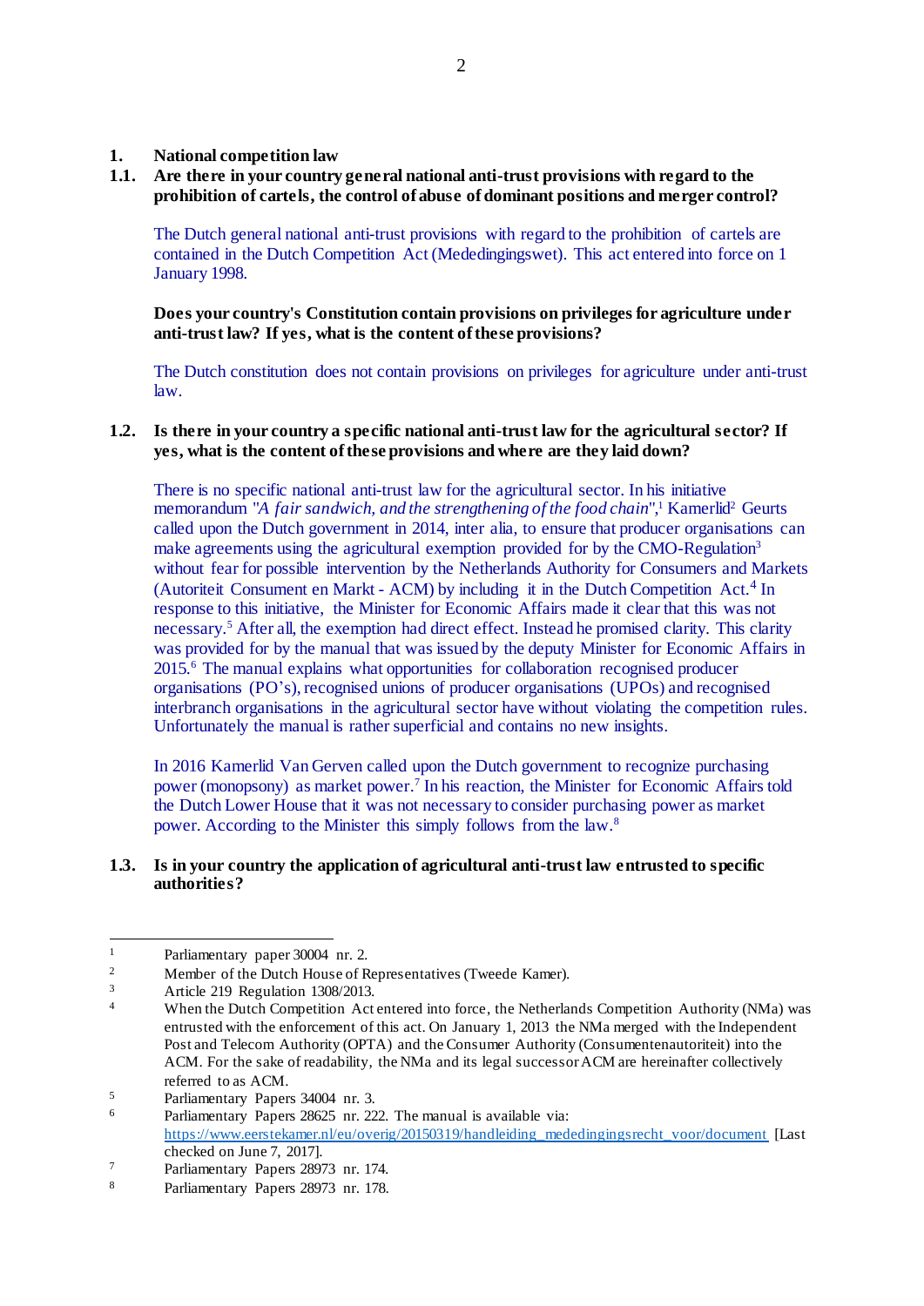## 1. National competition law

### 1.1. Are there in your country general national anti-trust provisions with regard to the prohibition of cartels, the control of abuse of dominant positions and merger control?

The Dutch general national anti-trust provisions with regard to the prohibition of cartels are contained in the Dutch Competition Act (Mededingingswet). This act entered into force on 1 January 1998.

**Does your country's Constitution contain provisions on privileges for agriculture under anti-trust law? If yes, what is the content of these provisions?**

The Dutch constitution does not contain provisions on privileges for agriculture under anti-trust law.

### 1.2. Is there in your country a specific national anti-trust law for the agricultural sector? If yes, what is the content of these provisions and where are they laid down?

There is no specific national anti-trust law for the agricultural sector. In his initiative memorandum "*A fair sandwich, and the strengthening of the food chain*",[1] Kamerlid[2] Geurts called upon the Dutch government in 2014, inter alia, to ensure that producer organisations can make agreements using the agricultural exemption provided for by the CMO-Regulation[3] without fear for possible intervention by the Netherlands Authority for Consumers and Markets (Autoriteit Consument en Markt - ACM) by including it in the Dutch Competition Act.[4] In response to this initiative, the Minister for Economic Affairs made it clear that this was not necessary.[5] After all, the exemption had direct effect. Instead he promised clarity. This clarity was provided for by the manual that was issued by the deputy Minister for Economic Affairs in 2015.[6] The manual explains what opportunities for collaboration recognised producer organisations (PO's), recognised unions of producer organisations (UPOs) and recognised interbranch organisations in the agricultural sector have without violating the competition rules. Unfortunately the manual is rather superficial and contains no new insights.

In 2016 Kamerlid Van Gerven called upon the Dutch government to recognize purchasing power (monopsony) as market power.[7] In his reaction, the Minister for Economic Affairs told the Dutch Lower House that it was not necessary to consider purchasing power as market power. According to the Minister this simply follows from the law.[8]

### 1.3. Is in your country the application of agricultural anti-trust law entrusted to specific authorities?

---

[1] Parliamentary paper 30004 nr. 2.

[2] Member of the Dutch House of Representatives (Tweede Kamer).

[3] Article 219 Regulation 1308/2013.

[4] When the Dutch Competition Act entered into force, the Netherlands Competition Authority (NMa) was entrusted with the enforcement of this act. On January 1, 2013 the NMa merged with the Independent Post and Telecom Authority (OPTA) and the Consumer Authority (Consumentenautoriteit) into the ACM. For the sake of readability, the NMa and its legal successor ACM are hereinafter collectively referred to as ACM.

[5] Parliamentary Papers 34004 nr. 3.

[6] Parliamentary Papers 28625 nr. 222. The manual is available via: https://www.eerstekamer.nl/eu/overig/20150319/handleiding_mededingingsrecht_voor/document [Last checked on June 7, 2017].

[7] Parliamentary Papers 28973 nr. 174.

[8] Parliamentary Papers 28973 nr. 178.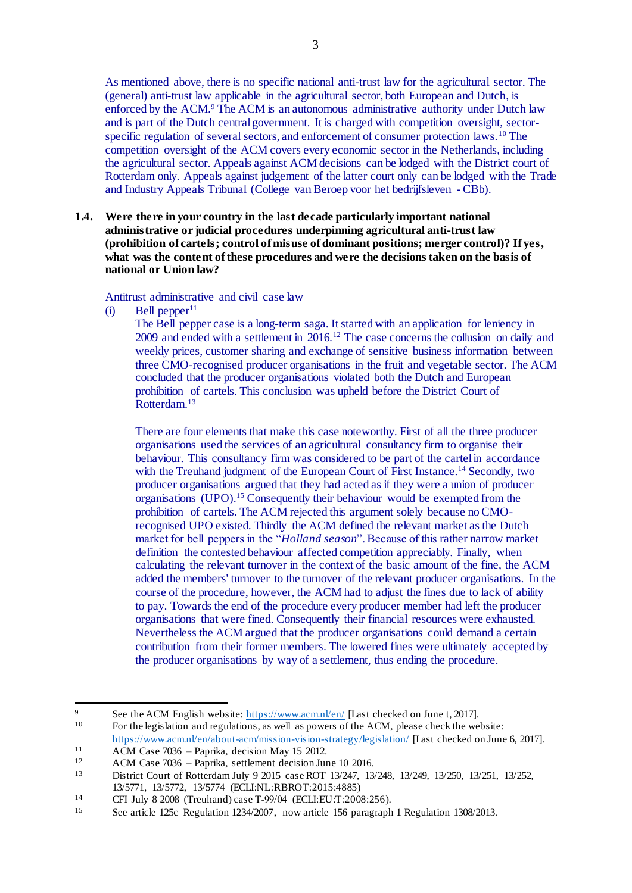As mentioned above, there is no specific national anti-trust law for the agricultural sector. The (general) anti-trust law applicable in the agricultural sector, both European and Dutch, is enforced by the ACM.[9] The ACM is an autonomous administrative authority under Dutch law and is part of the Dutch central government. It is charged with competition oversight, sector-specific regulation of several sectors, and enforcement of consumer protection laws.[10] The competition oversight of the ACM covers every economic sector in the Netherlands, including the agricultural sector. Appeals against ACM decisions can be lodged with the District court of Rotterdam only. Appeals against judgement of the latter court only can be lodged with the Trade and Industry Appeals Tribunal (College van Beroep voor het bedrijfsleven - CBb).

**1.4. Were there in your country in the last decade particularly important national administrative or judicial procedures underpinning agricultural anti-trust law (prohibition of cartels; control of misuse of dominant positions; merger control)? If yes, what was the content of these procedures and were the decisions taken on the basis of national or Union law?**

Antitrust administrative and civil case law

(i) Bell pepper[11]

The Bell pepper case is a long-term saga. It started with an application for leniency in 2009 and ended with a settlement in 2016.[12] The case concerns the collusion on daily and weekly prices, customer sharing and exchange of sensitive business information between three CMO-recognised producer organisations in the fruit and vegetable sector. The ACM concluded that the producer organisations violated both the Dutch and European prohibition of cartels. This conclusion was upheld before the District Court of Rotterdam.[13]

There are four elements that make this case noteworthy. First of all the three producer organisations used the services of an agricultural consultancy firm to organise their behaviour. This consultancy firm was considered to be part of the cartel in accordance with the Treuhand judgment of the European Court of First Instance.[14] Secondly, two producer organisations argued that they had acted as if they were a union of producer organisations (UPO).[15] Consequently their behaviour would be exempted from the prohibition of cartels. The ACM rejected this argument solely because no CMO-recognised UPO existed. Thirdly the ACM defined the relevant market as the Dutch market for bell peppers in the "*Holland season*". Because of this rather narrow market definition the contested behaviour affected competition appreciably. Finally, when calculating the relevant turnover in the context of the basic amount of the fine, the ACM added the members' turnover to the turnover of the relevant producer organisations. In the course of the procedure, however, the ACM had to adjust the fines due to lack of ability to pay. Towards the end of the procedure every producer member had left the producer organisations that were fined. Consequently their financial resources were exhausted. Nevertheless the ACM argued that the producer organisations could demand a certain contribution from their former members. The lowered fines were ultimately accepted by the producer organisations by way of a settlement, thus ending the procedure.

---

[9] See the ACM English website: https://www.acm.nl/en/ [Last checked on June t, 2017].

[10] For the legislation and regulations, as well as powers of the ACM, please check the website: https://www.acm.nl/en/about-acm/mission-vision-strategy/legislation/ [Last checked on June 6, 2017].

[11] ACM Case 7036 – Paprika, decision May 15 2012.

[12] ACM Case 7036 – Paprika, settlement decision June 10 2016.

[13] District Court of Rotterdam July 9 2015 case ROT 13/247, 13/248, 13/249, 13/250, 13/251, 13/252, 13/5771, 13/5772, 13/5774 (ECLI:NL:RBROT:2015:4885)

[14] CFI July 8 2008 (Treuhand) case T-99/04 (ECLI:EU:T:2008:256).

[15] See article 125c Regulation 1234/2007, now article 156 paragraph 1 Regulation 1308/2013.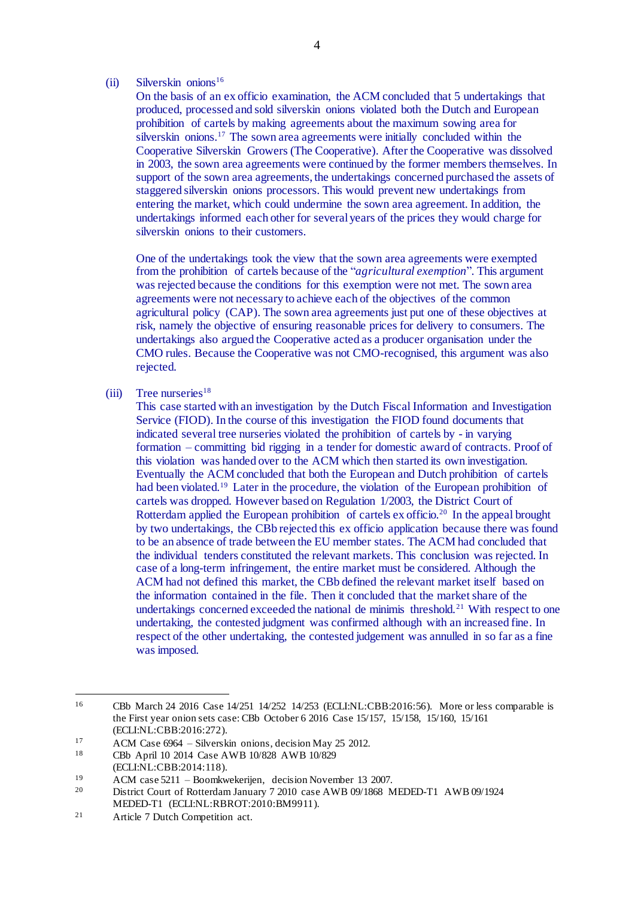(ii) Silverskin onions[16]

On the basis of an ex officio examination, the ACM concluded that 5 undertakings that produced, processed and sold silverskin onions violated both the Dutch and European prohibition of cartels by making agreements about the maximum sowing area for silverskin onions.[17] The sown area agreements were initially concluded within the Cooperative Silverskin Growers (The Cooperative). After the Cooperative was dissolved in 2003, the sown area agreements were continued by the former members themselves. In support of the sown area agreements, the undertakings concerned purchased the assets of staggered silverskin onions processors. This would prevent new undertakings from entering the market, which could undermine the sown area agreement. In addition, the undertakings informed each other for several years of the prices they would charge for silverskin onions to their customers.

One of the undertakings took the view that the sown area agreements were exempted from the prohibition of cartels because of the "*agricultural exemption*". This argument was rejected because the conditions for this exemption were not met. The sown area agreements were not necessary to achieve each of the objectives of the common agricultural policy (CAP). The sown area agreements just put one of these objectives at risk, namely the objective of ensuring reasonable prices for delivery to consumers. The undertakings also argued the Cooperative acted as a producer organisation under the CMO rules. Because the Cooperative was not CMO-recognised, this argument was also rejected.

(iii) Tree nurseries[18]

This case started with an investigation by the Dutch Fiscal Information and Investigation Service (FIOD). In the course of this investigation the FIOD found documents that indicated several tree nurseries violated the prohibition of cartels by - in varying formation – committing bid rigging in a tender for domestic award of contracts. Proof of this violation was handed over to the ACM which then started its own investigation. Eventually the ACM concluded that both the European and Dutch prohibition of cartels had been violated.[19] Later in the procedure, the violation of the European prohibition of cartels was dropped. However based on Regulation 1/2003, the District Court of Rotterdam applied the European prohibition of cartels ex officio.[20] In the appeal brought by two undertakings, the CBb rejected this ex officio application because there was found to be an absence of trade between the EU member states. The ACM had concluded that the individual tenders constituted the relevant markets. This conclusion was rejected. In case of a long-term infringement, the entire market must be considered. Although the ACM had not defined this market, the CBb defined the relevant market itself based on the information contained in the file. Then it concluded that the market share of the undertakings concerned exceeded the national de minimis threshold.[21] With respect to one undertaking, the contested judgment was confirmed although with an increased fine. In respect of the other undertaking, the contested judgement was annulled in so far as a fine was imposed.

---

[16] CBb March 24 2016 Case 14/251 14/252 14/253 (ECLI:NL:CBB:2016:56). More or less comparable is the First year onion sets case: CBb October 6 2016 Case 15/157, 15/158, 15/160, 15/161 (ECLI:NL:CBB:2016:272).

[17] ACM Case 6964 – Silverskin onions, decision May 25 2012.

[18] CBb April 10 2014 Case AWB 10/828 AWB 10/829 (ECLI:NL:CBB:2014:118).

[19] ACM case 5211 – Boomkwekerijen, decision November 13 2007.

[20] District Court of Rotterdam January 7 2010 case AWB 09/1868 MEDED-T1 AWB 09/1924 MEDED-T1 (ECLI:NL:RBROT:2010:BM9911).

[21] Article 7 Dutch Competition act.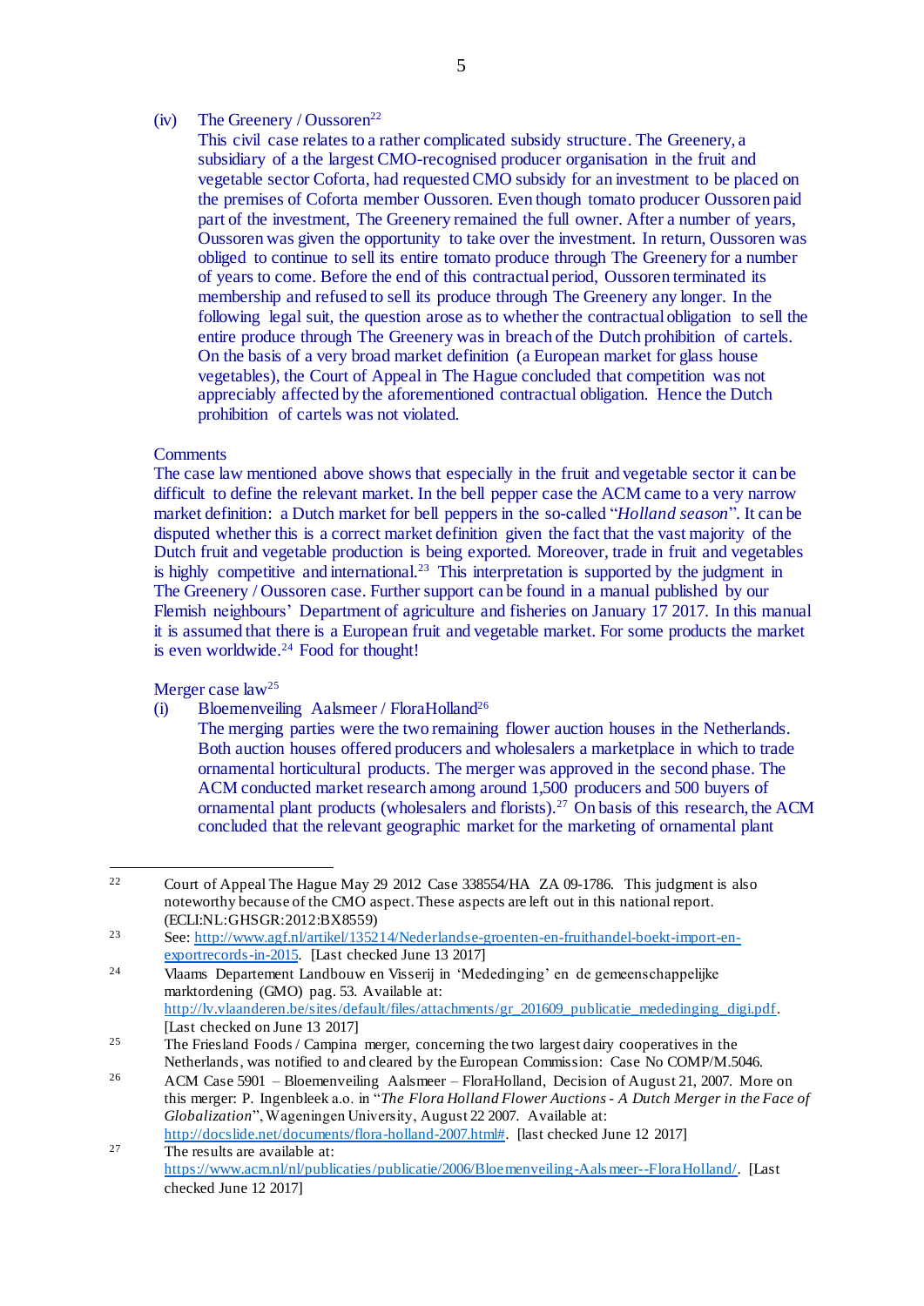(iv) The Greenery / Oussoren[22]

This civil case relates to a rather complicated subsidy structure. The Greenery, a subsidiary of a the largest CMO-recognised producer organisation in the fruit and vegetable sector Coforta, had requested CMO subsidy for an investment to be placed on the premises of Coforta member Oussoren. Even though tomato producer Oussoren paid part of the investment, The Greenery remained the full owner. After a number of years, Oussoren was given the opportunity to take over the investment. In return, Oussoren was obliged to continue to sell its entire tomato produce through The Greenery for a number of years to come. Before the end of this contractual period, Oussoren terminated its membership and refused to sell its produce through The Greenery any longer. In the following legal suit, the question arose as to whether the contractual obligation to sell the entire produce through The Greenery was in breach of the Dutch prohibition of cartels. On the basis of a very broad market definition (a European market for glass house vegetables), the Court of Appeal in The Hague concluded that competition was not appreciably affected by the aforementioned contractual obligation. Hence the Dutch prohibition of cartels was not violated.

Comments

The case law mentioned above shows that especially in the fruit and vegetable sector it can be difficult to define the relevant market. In the bell pepper case the ACM came to a very narrow market definition: a Dutch market for bell peppers in the so-called "*Holland season*". It can be disputed whether this is a correct market definition given the fact that the vast majority of the Dutch fruit and vegetable production is being exported. Moreover, trade in fruit and vegetables is highly competitive and international.[23] This interpretation is supported by the judgment in The Greenery / Oussoren case. Further support can be found in a manual published by our Flemish neighbours' Department of agriculture and fisheries on January 17 2017. In this manual it is assumed that there is a European fruit and vegetable market. For some products the market is even worldwide.[24] Food for thought!

Merger case law[25]

(i) Bloemenveiling Aalsmeer / FloraHolland[26]

The merging parties were the two remaining flower auction houses in the Netherlands. Both auction houses offered producers and wholesalers a marketplace in which to trade ornamental horticultural products. The merger was approved in the second phase. The ACM conducted market research among around 1,500 producers and 500 buyers of ornamental plant products (wholesalers and florists).[27] On basis of this research, the ACM concluded that the relevant geographic market for the marketing of ornamental plant

---

[22] Court of Appeal The Hague May 29 2012 Case 338554/HA ZA 09-1786. This judgment is also noteworthy because of the CMO aspect. These aspects are left out in this national report. (ECLI:NL:GHSGR:2012:BX8559)

[23] See: http://www.agf.nl/artikel/135214/Nederlandse-groenten-en-fruithandel-boekt-import-en-exportrecords-in-2015. [Last checked June 13 2017]

[24] Vlaams Departement Landbouw en Visserij in 'Mededinging' en de gemeenschappelijke marktordening (GMO) pag. 53. Available at: http://lv.vlaanderen.be/sites/default/files/attachments/gr_201609_publicatie_mededinging_digi.pdf. [Last checked on June 13 2017]

[25] The Friesland Foods / Campina merger, concerning the two largest dairy cooperatives in the Netherlands, was notified to and cleared by the European Commission: Case No COMP/M.5046.

[26] ACM Case 5901 – Bloemenveiling Aalsmeer – FloraHolland, Decision of August 21, 2007. More on this merger: P. Ingenbleek a.o. in "*The Flora Holland Flower Auctions - A Dutch Merger in the Face of Globalization*", Wageningen University, August 22 2007. Available at: http://docslide.net/documents/flora-holland-2007.html#. [last checked June 12 2017]

[27] The results are available at: https://www.acm.nl/nl/publicaties/publicatie/2006/Bloemenveiling-Aalsmeer--FloraHolland/. [Last checked June 12 2017]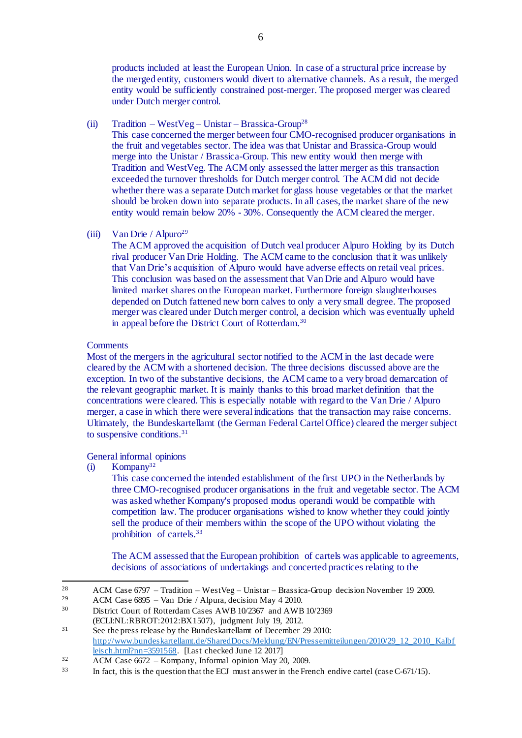products included at least the European Union. In case of a structural price increase by the merged entity, customers would divert to alternative channels. As a result, the merged entity would be sufficiently constrained post-merger. The proposed merger was cleared under Dutch merger control.

(ii) Tradition – WestVeg – Unistar – Brassica-Group[28]

This case concerned the merger between four CMO-recognised producer organisations in the fruit and vegetables sector. The idea was that Unistar and Brassica-Group would merge into the Unistar / Brassica-Group. This new entity would then merge with Tradition and WestVeg. The ACM only assessed the latter merger as this transaction exceeded the turnover thresholds for Dutch merger control. The ACM did not decide whether there was a separate Dutch market for glass house vegetables or that the market should be broken down into separate products. In all cases, the market share of the new entity would remain below 20% - 30%. Consequently the ACM cleared the merger.

(iii) Van Drie / Alpuro[29]

The ACM approved the acquisition of Dutch veal producer Alpuro Holding by its Dutch rival producer Van Drie Holding. The ACM came to the conclusion that it was unlikely that Van Drie's acquisition of Alpuro would have adverse effects on retail veal prices. This conclusion was based on the assessment that Van Drie and Alpuro would have limited market shares on the European market. Furthermore foreign slaughterhouses depended on Dutch fattened new born calves to only a very small degree. The proposed merger was cleared under Dutch merger control, a decision which was eventually upheld in appeal before the District Court of Rotterdam.[30]

Comments

Most of the mergers in the agricultural sector notified to the ACM in the last decade were cleared by the ACM with a shortened decision. The three decisions discussed above are the exception. In two of the substantive decisions, the ACM came to a very broad demarcation of the relevant geographic market. It is mainly thanks to this broad market definition that the concentrations were cleared. This is especially notable with regard to the Van Drie / Alpuro merger, a case in which there were several indications that the transaction may raise concerns. Ultimately, the Bundeskartellamt (the German Federal Cartel Office) cleared the merger subject to suspensive conditions.[31]

General informal opinions

(i) Kompany[32]

This case concerned the intended establishment of the first UPO in the Netherlands by three CMO-recognised producer organisations in the fruit and vegetable sector. The ACM was asked whether Kompany's proposed modus operandi would be compatible with competition law. The producer organisations wished to know whether they could jointly sell the produce of their members within the scope of the UPO without violating the prohibition of cartels.[33]

The ACM assessed that the European prohibition of cartels was applicable to agreements, decisions of associations of undertakings and concerted practices relating to the

---

[28] ACM Case 6797 – Tradition – WestVeg – Unistar – Brassica-Group decision November 19 2009.

[29] ACM Case 6895 – Van Drie / Alpura, decision May 4 2010.

[30] District Court of Rotterdam Cases AWB 10/2367 and AWB 10/2369 (ECLI:NL:RBROT:2012:BX1507), judgment July 19, 2012.

[31] See the press release by the Bundeskartellamt of December 29 2010: http://www.bundeskartellamt.de/SharedDocs/Meldung/EN/Pressemitteilungen/2010/29_12_2010_Kalbfleisch.html?nn=3591568. [Last checked June 12 2017]

[32] ACM Case 6672 – Kompany, Informal opinion May 20, 2009.

[33] In fact, this is the question that the ECJ must answer in the French endive cartel (case C-671/15).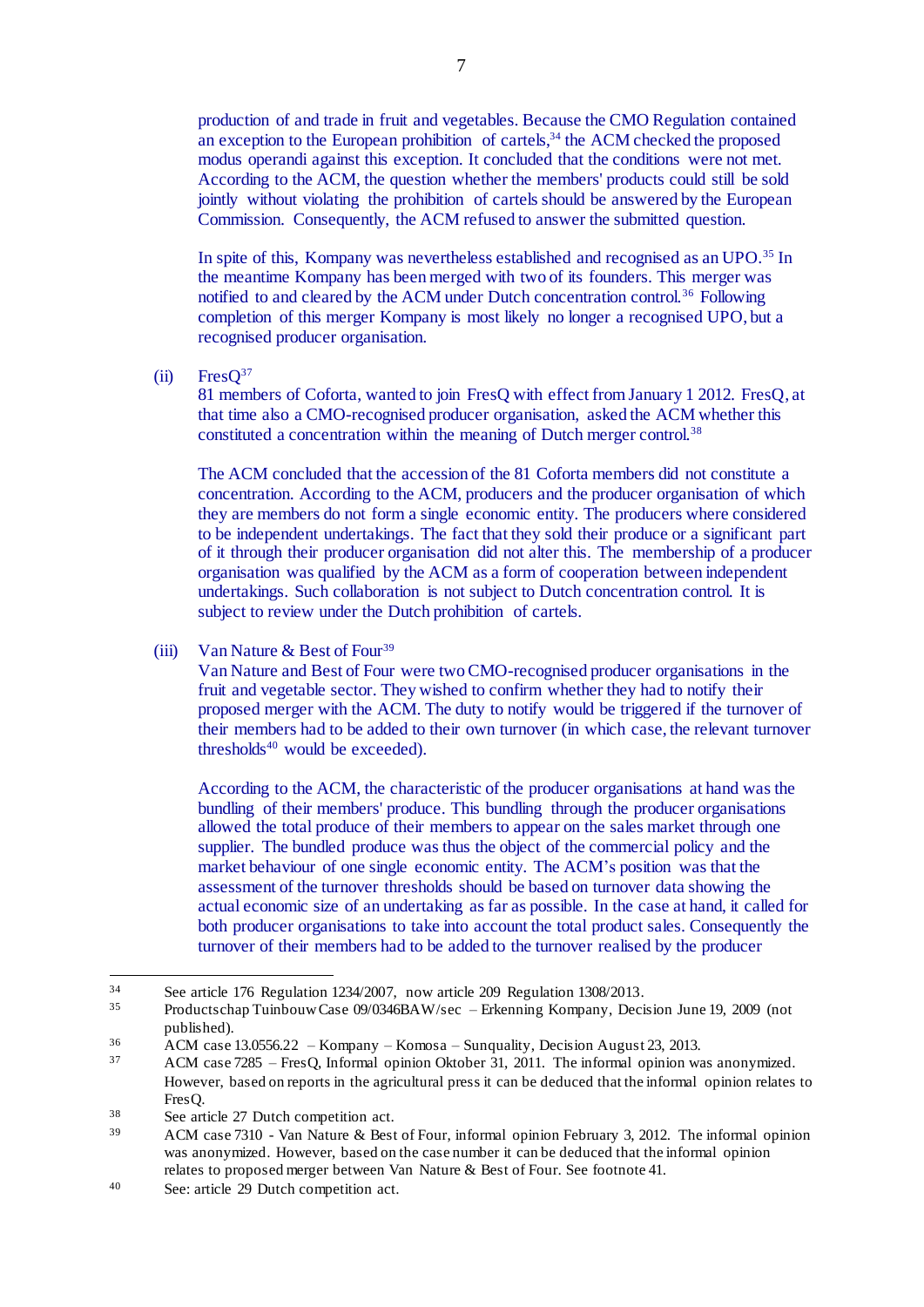production of and trade in fruit and vegetables. Because the CMO Regulation contained an exception to the European prohibition of cartels,[34] the ACM checked the proposed modus operandi against this exception. It concluded that the conditions were not met. According to the ACM, the question whether the members' products could still be sold jointly without violating the prohibition of cartels should be answered by the European Commission. Consequently, the ACM refused to answer the submitted question.

In spite of this, Kompany was nevertheless established and recognised as an UPO.[35] In the meantime Kompany has been merged with two of its founders. This merger was notified to and cleared by the ACM under Dutch concentration control.[36] Following completion of this merger Kompany is most likely no longer a recognised UPO, but a recognised producer organisation.

(ii) FresQ[37]

81 members of Coforta, wanted to join FresQ with effect from January 1 2012. FresQ, at that time also a CMO-recognised producer organisation, asked the ACM whether this constituted a concentration within the meaning of Dutch merger control.[38]

The ACM concluded that the accession of the 81 Coforta members did not constitute a concentration. According to the ACM, producers and the producer organisation of which they are members do not form a single economic entity. The producers where considered to be independent undertakings. The fact that they sold their produce or a significant part of it through their producer organisation did not alter this. The membership of a producer organisation was qualified by the ACM as a form of cooperation between independent undertakings. Such collaboration is not subject to Dutch concentration control. It is subject to review under the Dutch prohibition of cartels.

(iii) Van Nature & Best of Four[39]

Van Nature and Best of Four were two CMO-recognised producer organisations in the fruit and vegetable sector. They wished to confirm whether they had to notify their proposed merger with the ACM. The duty to notify would be triggered if the turnover of their members had to be added to their own turnover (in which case, the relevant turnover thresholds[40] would be exceeded).

According to the ACM, the characteristic of the producer organisations at hand was the bundling of their members' produce. This bundling through the producer organisations allowed the total produce of their members to appear on the sales market through one supplier. The bundled produce was thus the object of the commercial policy and the market behaviour of one single economic entity. The ACM's position was that the assessment of the turnover thresholds should be based on turnover data showing the actual economic size of an undertaking as far as possible. In the case at hand, it called for both producer organisations to take into account the total product sales. Consequently the turnover of their members had to be added to the turnover realised by the producer

---

[34] See article 176 Regulation 1234/2007, now article 209 Regulation 1308/2013.

[35] Productschap Tuinbouw Case 09/0346BAW/sec – Erkenning Kompany, Decision June 19, 2009 (not published).

[36] ACM case 13.0556.22 – Kompany – Komosa – Sunquality, Decision August 23, 2013.

[37] ACM case 7285 – FresQ, Informal opinion Oktober 31, 2011. The informal opinion was anonymized. However, based on reports in the agricultural press it can be deduced that the informal opinion relates to FresQ.

[38] See article 27 Dutch competition act.

[39] ACM case 7310 - Van Nature & Best of Four, informal opinion February 3, 2012. The informal opinion was anonymized. However, based on the case number it can be deduced that the informal opinion relates to proposed merger between Van Nature & Best of Four. See footnote 41.

[40] See: article 29 Dutch competition act.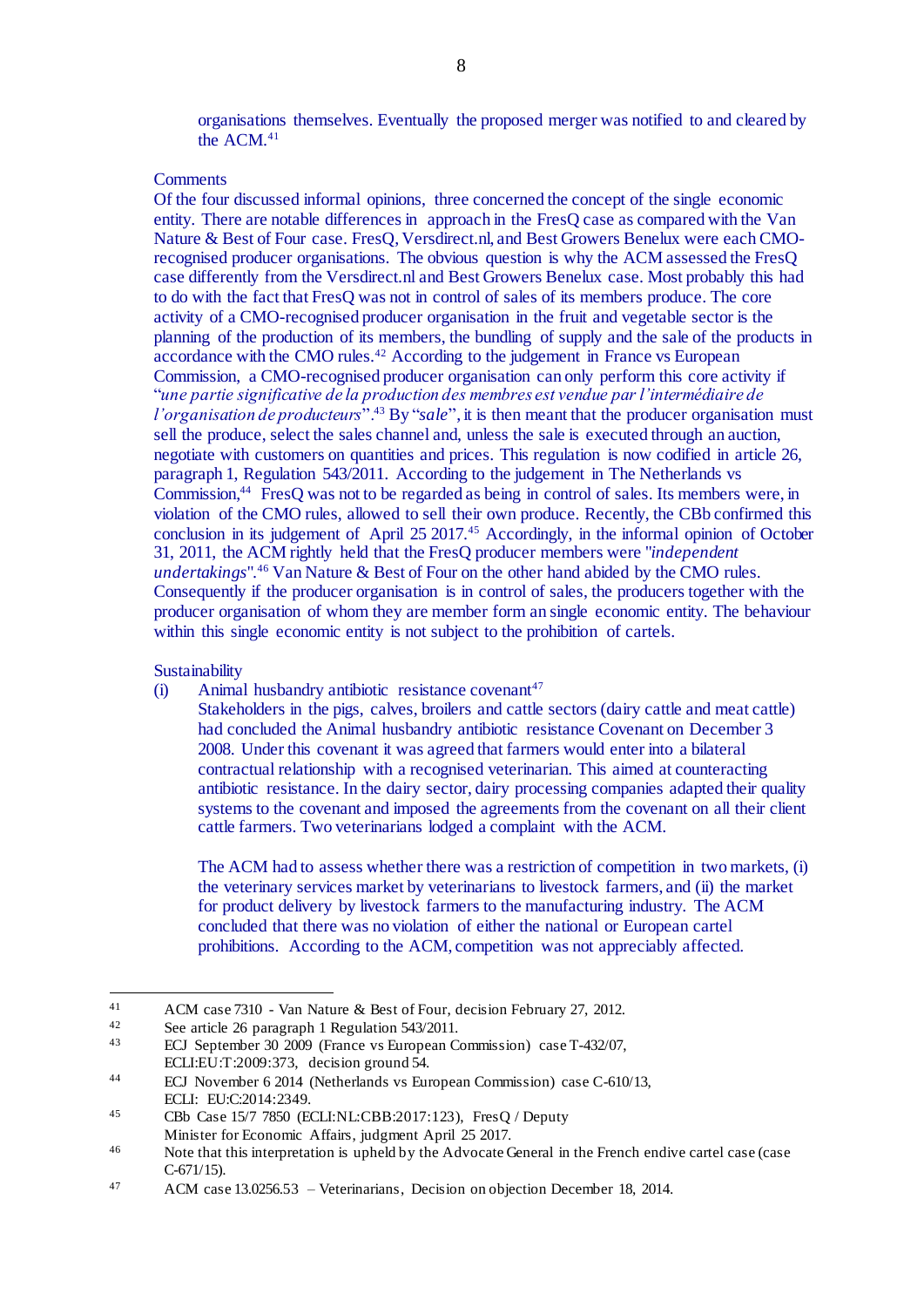organisations themselves. Eventually the proposed merger was notified to and cleared by the ACM.[41]

Comments

Of the four discussed informal opinions, three concerned the concept of the single economic entity. There are notable differences in approach in the FresQ case as compared with the Van Nature & Best of Four case. FresQ, Versdirect.nl, and Best Growers Benelux were each CMO-recognised producer organisations. The obvious question is why the ACM assessed the FresQ case differently from the Versdirect.nl and Best Growers Benelux case. Most probably this had to do with the fact that FresQ was not in control of sales of its members produce. The core activity of a CMO-recognised producer organisation in the fruit and vegetable sector is the planning of the production of its members, the bundling of supply and the sale of the products in accordance with the CMO rules.[42] According to the judgement in France vs European Commission, a CMO-recognised producer organisation can only perform this core activity if "*une partie significative de la production des membres est vendue par l'intermédiaire de l'organisation de producteurs*".[43] By "*sale*", it is then meant that the producer organisation must sell the produce, select the sales channel and, unless the sale is executed through an auction, negotiate with customers on quantities and prices. This regulation is now codified in article 26, paragraph 1, Regulation 543/2011. According to the judgement in The Netherlands vs Commission,[44] FresQ was not to be regarded as being in control of sales. Its members were, in violation of the CMO rules, allowed to sell their own produce. Recently, the CBb confirmed this conclusion in its judgement of April 25 2017.[45] Accordingly, in the informal opinion of October 31, 2011, the ACM rightly held that the FresQ producer members were "*independent undertakings*".[46] Van Nature & Best of Four on the other hand abided by the CMO rules. Consequently if the producer organisation is in control of sales, the producers together with the producer organisation of whom they are member form an single economic entity. The behaviour within this single economic entity is not subject to the prohibition of cartels.

Sustainability

(i) Animal husbandry antibiotic resistance covenant[47]

Stakeholders in the pigs, calves, broilers and cattle sectors (dairy cattle and meat cattle) had concluded the Animal husbandry antibiotic resistance Covenant on December 3 2008. Under this covenant it was agreed that farmers would enter into a bilateral contractual relationship with a recognised veterinarian. This aimed at counteracting antibiotic resistance. In the dairy sector, dairy processing companies adapted their quality systems to the covenant and imposed the agreements from the covenant on all their client cattle farmers. Two veterinarians lodged a complaint with the ACM.

The ACM had to assess whether there was a restriction of competition in two markets, (i) the veterinary services market by veterinarians to livestock farmers, and (ii) the market for product delivery by livestock farmers to the manufacturing industry. The ACM concluded that there was no violation of either the national or European cartel prohibitions. According to the ACM, competition was not appreciably affected.

---

[41] ACM case 7310 - Van Nature & Best of Four, decision February 27, 2012.

[42] See article 26 paragraph 1 Regulation 543/2011.

[43] ECJ September 30 2009 (France vs European Commission) case T-432/07, ECLI:EU:T:2009:373, decision ground 54.

[44] ECJ November 6 2014 (Netherlands vs European Commission) case C-610/13, ECLI: EU:C:2014:2349.

[45] CBb Case 15/7 7850 (ECLI:NL:CBB:2017:123), FresQ / Deputy Minister for Economic Affairs, judgment April 25 2017.

[46] Note that this interpretation is upheld by the Advocate General in the French endive cartel case (case C-671/15).

[47] ACM case 13.0256.53 – Veterinarians, Decision on objection December 18, 2014.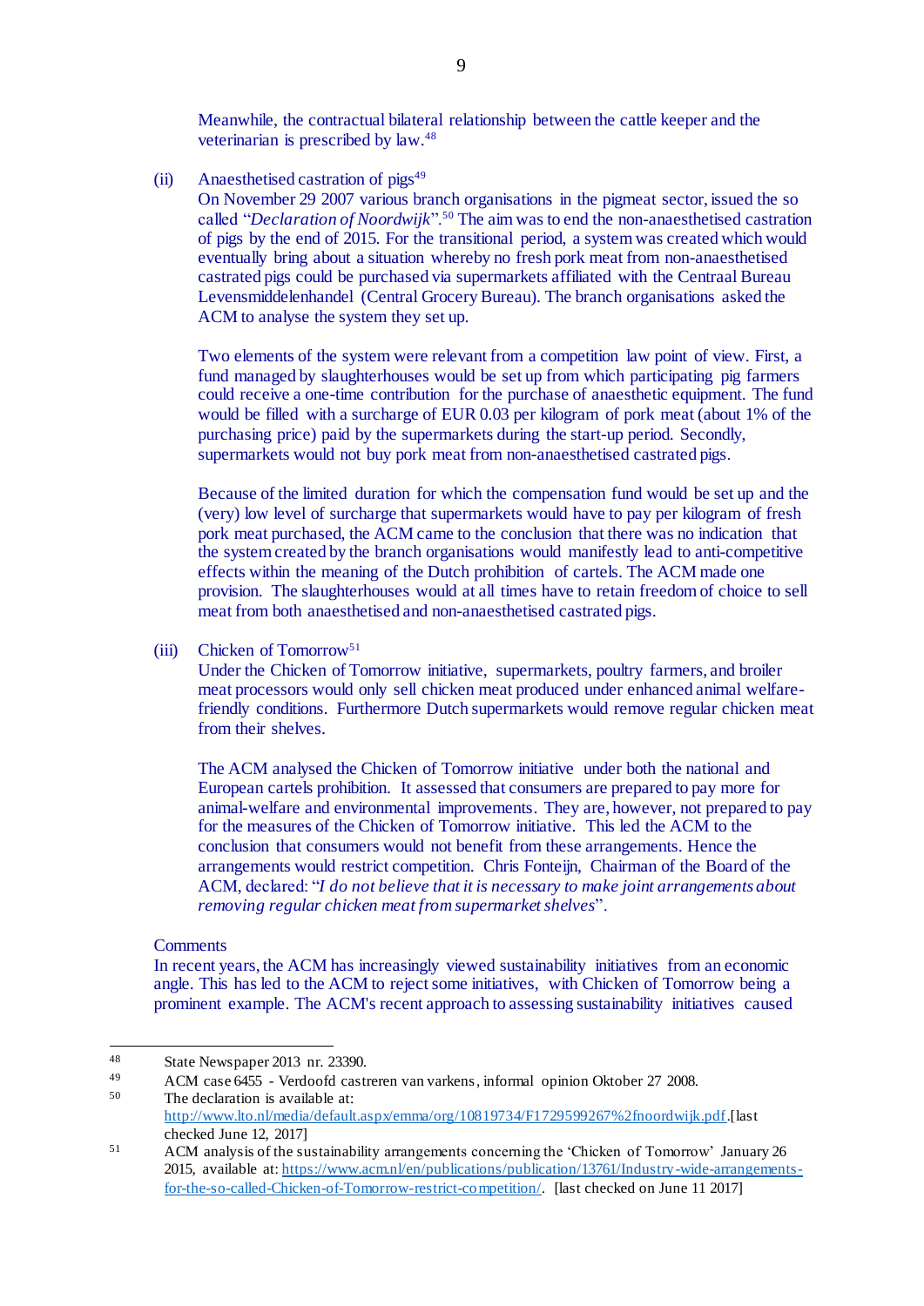Meanwhile, the contractual bilateral relationship between the cattle keeper and the veterinarian is prescribed by law.[48]

(ii) Anaesthetised castration of pigs[49]

On November 29 2007 various branch organisations in the pigmeat sector, issued the so called "*Declaration of Noordwijk*".[50] The aim was to end the non-anaesthetised castration of pigs by the end of 2015. For the transitional period, a system was created which would eventually bring about a situation whereby no fresh pork meat from non-anaesthetised castrated pigs could be purchased via supermarkets affiliated with the Centraal Bureau Levensmiddelenhandel (Central Grocery Bureau). The branch organisations asked the ACM to analyse the system they set up.

Two elements of the system were relevant from a competition law point of view. First, a fund managed by slaughterhouses would be set up from which participating pig farmers could receive a one-time contribution for the purchase of anaesthetic equipment. The fund would be filled with a surcharge of EUR 0.03 per kilogram of pork meat (about 1% of the purchasing price) paid by the supermarkets during the start-up period. Secondly, supermarkets would not buy pork meat from non-anaesthetised castrated pigs.

Because of the limited duration for which the compensation fund would be set up and the (very) low level of surcharge that supermarkets would have to pay per kilogram of fresh pork meat purchased, the ACM came to the conclusion that there was no indication that the system created by the branch organisations would manifestly lead to anti-competitive effects within the meaning of the Dutch prohibition of cartels. The ACM made one provision. The slaughterhouses would at all times have to retain freedom of choice to sell meat from both anaesthetised and non-anaesthetised castrated pigs.

(iii) Chicken of Tomorrow[51]

Under the Chicken of Tomorrow initiative, supermarkets, poultry farmers, and broiler meat processors would only sell chicken meat produced under enhanced animal welfare-friendly conditions. Furthermore Dutch supermarkets would remove regular chicken meat from their shelves.

The ACM analysed the Chicken of Tomorrow initiative under both the national and European cartels prohibition. It assessed that consumers are prepared to pay more for animal-welfare and environmental improvements. They are, however, not prepared to pay for the measures of the Chicken of Tomorrow initiative. This led the ACM to the conclusion that consumers would not benefit from these arrangements. Hence the arrangements would restrict competition. Chris Fonteijn, Chairman of the Board of the ACM, declared: "*I do not believe that it is necessary to make joint arrangements about removing regular chicken meat from supermarket shelves*".

Comments

In recent years, the ACM has increasingly viewed sustainability initiatives from an economic angle. This has led to the ACM to reject some initiatives, with Chicken of Tomorrow being a prominent example. The ACM's recent approach to assessing sustainability initiatives caused

---

[48] State Newspaper 2013 nr. 23390.

[49] ACM case 6455 - Verdoofd castreren van varkens, informal opinion Oktober 27 2008.

[50] The declaration is available at: http://www.lto.nl/media/default.aspx/emma/org/10819734/F1729599267%2fnoordwijk.pdf.[last checked June 12, 2017]

[51] ACM analysis of the sustainability arrangements concerning the 'Chicken of Tomorrow' January 26 2015, available at: https://www.acm.nl/en/publications/publication/13761/Industry-wide-arrangements-for-the-so-called-Chicken-of-Tomorrow-restrict-competition/. [last checked on June 11 2017]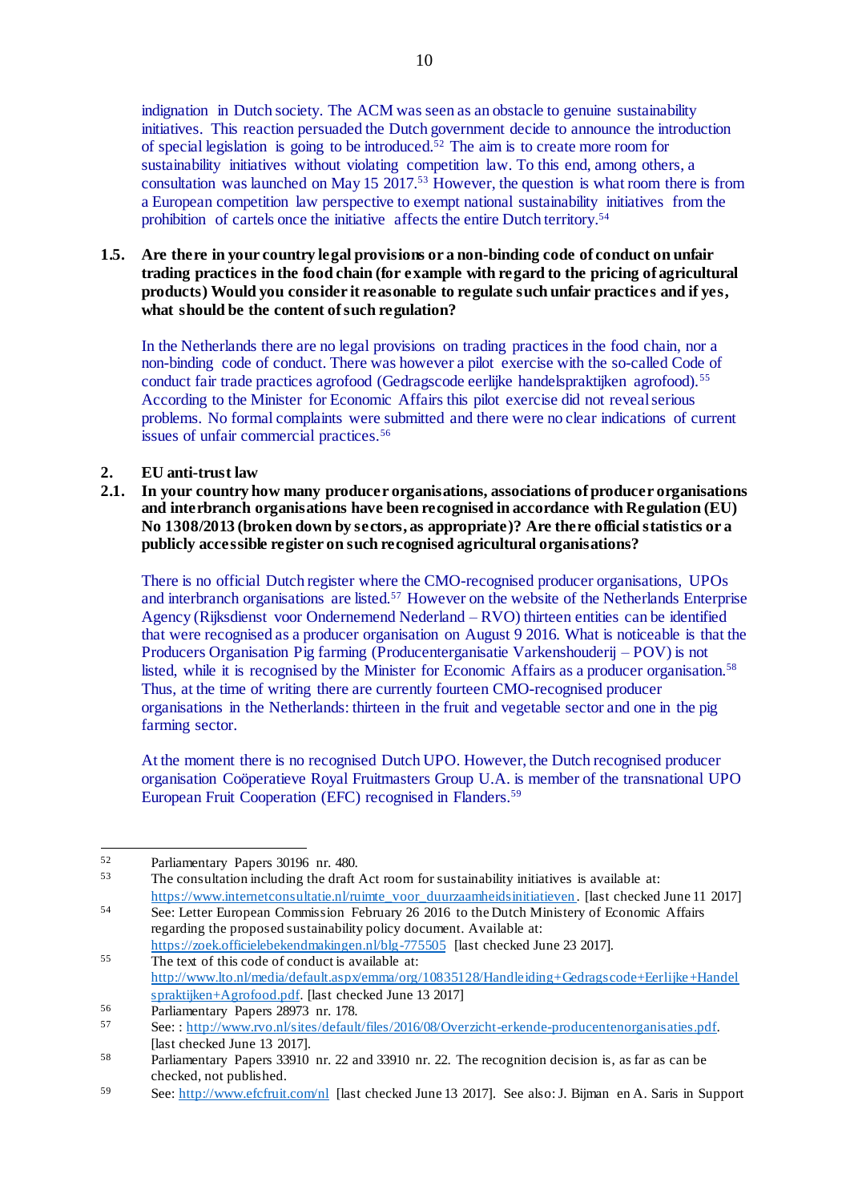indignation in Dutch society. The ACM was seen as an obstacle to genuine sustainability initiatives. This reaction persuaded the Dutch government decide to announce the introduction of special legislation is going to be introduced.[52] The aim is to create more room for sustainability initiatives without violating competition law. To this end, among others, a consultation was launched on May 15 2017.[53] However, the question is what room there is from a European competition law perspective to exempt national sustainability initiatives from the prohibition of cartels once the initiative affects the entire Dutch territory.[54]

**1.5. Are there in your country legal provisions or a non-binding code of conduct on unfair trading practices in the food chain (for example with regard to the pricing of agricultural products) Would you consider it reasonable to regulate such unfair practices and if yes, what should be the content of such regulation?**

In the Netherlands there are no legal provisions on trading practices in the food chain, nor a non-binding code of conduct. There was however a pilot exercise with the so-called Code of conduct fair trade practices agrofood (Gedragscode eerlijke handelspraktijken agrofood).[55] According to the Minister for Economic Affairs this pilot exercise did not reveal serious problems. No formal complaints were submitted and there were no clear indications of current issues of unfair commercial practices.[56]

## 2. EU anti-trust law

**2.1. In your country how many producer organisations, associations of producer organisations and interbranch organisations have been recognised in accordance with Regulation (EU) No 1308/2013 (broken down by sectors, as appropriate)? Are there official statistics or a publicly accessible register on such recognised agricultural organisations?**

There is no official Dutch register where the CMO-recognised producer organisations, UPOs and interbranch organisations are listed.[57] However on the website of the Netherlands Enterprise Agency (Rijksdienst voor Ondernemend Nederland – RVO) thirteen entities can be identified that were recognised as a producer organisation on August 9 2016. What is noticeable is that the Producers Organisation Pig farming (Producenterganisatie Varkenshouderij – POV) is not listed, while it is recognised by the Minister for Economic Affairs as a producer organisation.[58] Thus, at the time of writing there are currently fourteen CMO-recognised producer organisations in the Netherlands: thirteen in the fruit and vegetable sector and one in the pig farming sector.

At the moment there is no recognised Dutch UPO. However, the Dutch recognised producer organisation Coöperatieve Royal Fruitmasters Group U.A. is member of the transnational UPO European Fruit Cooperation (EFC) recognised in Flanders.[59]

---

[52] Parliamentary Papers 30196 nr. 480.

[53] The consultation including the draft Act room for sustainability initiatives is available at: https://www.internetconsultatie.nl/ruimte_voor_duurzaamheidsinitiatieven. [last checked June 11 2017]

[54] See: Letter European Commission February 26 2016 to the Dutch Ministery of Economic Affairs regarding the proposed sustainability policy document. Available at: https://zoek.officielebekendmakingen.nl/blg-775505 [last checked June 23 2017].

[55] The text of this code of conduct is available at: http://www.lto.nl/media/default.aspx/emma/org/10835128/Handleiding+Gedragscode+Eerlijke+Handelspraktijken+Agrofood.pdf. [last checked June 13 2017]

[56] Parliamentary Papers 28973 nr. 178.

[57] See: : http://www.rvo.nl/sites/default/files/2016/08/Overzicht-erkende-producentenorganisaties.pdf. [last checked June 13 2017].

[58] Parliamentary Papers 33910 nr. 22 and 33910 nr. 22. The recognition decision is, as far as can be checked, not published.

[59] See: http://www.efcfruit.com/nl [last checked June 13 2017]. See also: J. Bijman en A. Saris in Support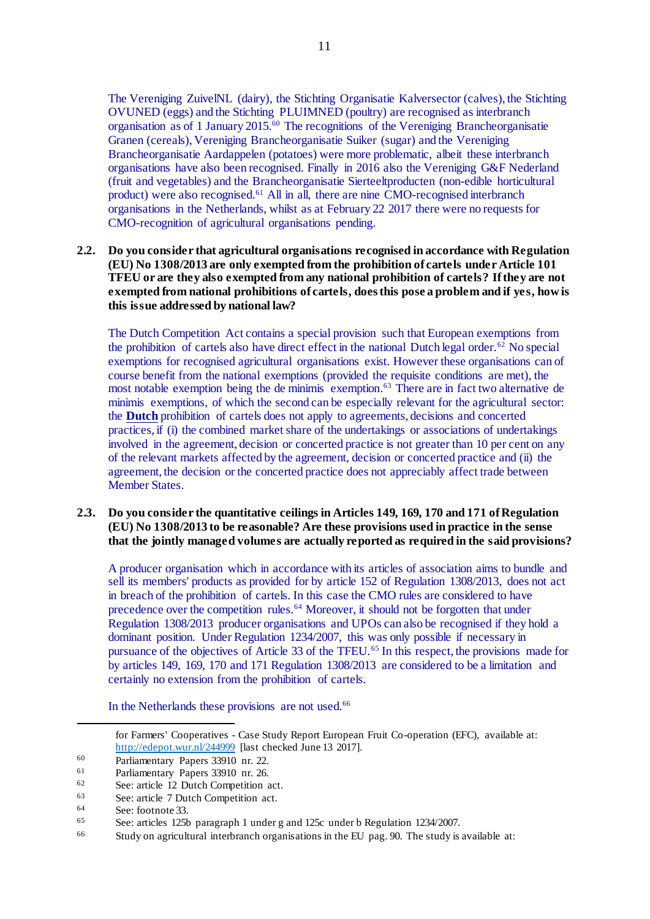The Vereniging ZuivelNL (dairy), the Stichting Organisatie Kalversector (calves), the Stichting OVUNED (eggs) and the Stichting PLUIMNED (poultry) are recognised as interbranch organisation as of 1 January 2015.[60] The recognitions of the Vereniging Brancheorganisatie Granen (cereals), Vereniging Brancheorganisatie Suiker (sugar) and the Vereniging Brancheorganisatie Aardappelen (potatoes) were more problematic, albeit these interbranch organisations have also been recognised. Finally in 2016 also the Vereniging G&F Nederland (fruit and vegetables) and the Brancheorganisatie Sierteeltproducten (non-edible horticultural product) were also recognised.[61] All in all, there are nine CMO-recognised interbranch organisations in the Netherlands, whilst as at February 22 2017 there were no requests for CMO-recognition of agricultural organisations pending.

**2.2. Do you consider that agricultural organisations recognised in accordance with Regulation (EU) No 1308/2013 are only exempted from the prohibition of cartels under Article 101 TFEU or are they also exempted from any national prohibition of cartels? If they are not exempted from national prohibitions of cartels, does this pose a problem and if yes, how is this issue addressed by national law?**

The Dutch Competition Act contains a special provision such that European exemptions from the prohibition of cartels also have direct effect in the national Dutch legal order.[62] No special exemptions for recognised agricultural organisations exist. However these organisations can of course benefit from the national exemptions (provided the requisite conditions are met), the most notable exemption being the de minimis exemption.[63] There are in fact two alternative de minimis exemptions, of which the second can be especially relevant for the agricultural sector: the **Dutch** prohibition of cartels does not apply to agreements, decisions and concerted practices, if (i) the combined market share of the undertakings or associations of undertakings involved in the agreement, decision or concerted practice is not greater than 10 per cent on any of the relevant markets affected by the agreement, decision or concerted practice and (ii) the agreement, the decision or the concerted practice does not appreciably affect trade between Member States.

**2.3. Do you consider the quantitative ceilings in Articles 149, 169, 170 and 171 of Regulation (EU) No 1308/2013 to be reasonable? Are these provisions used in practice in the sense that the jointly managed volumes are actually reported as required in the said provisions?**

A producer organisation which in accordance with its articles of association aims to bundle and sell its members' products as provided for by article 152 of Regulation 1308/2013, does not act in breach of the prohibition of cartels. In this case the CMO rules are considered to have precedence over the competition rules.[64] Moreover, it should not be forgotten that under Regulation 1308/2013 producer organisations and UPOs can also be recognised if they hold a dominant position. Under Regulation 1234/2007, this was only possible if necessary in pursuance of the objectives of Article 33 of the TFEU.[65] In this respect, the provisions made for by articles 149, 169, 170 and 171 Regulation 1308/2013 are considered to be a limitation and certainly no extension from the prohibition of cartels.

In the Netherlands these provisions are not used.[66]

---

for Farmers' Cooperatives - Case Study Report European Fruit Co-operation (EFC), available at: http://edepot.wur.nl/244999 [last checked June 13 2017].

60 Parliamentary Papers 33910 nr. 22.

61 Parliamentary Papers 33910 nr. 26.

62 See: article 12 Dutch Competition act.

63 See: article 7 Dutch Competition act.

64 See: footnote 33.

65 See: articles 125b paragraph 1 under g and 125c under b Regulation 1234/2007.

66 Study on agricultural interbranch organisations in the EU pag. 90. The study is available at: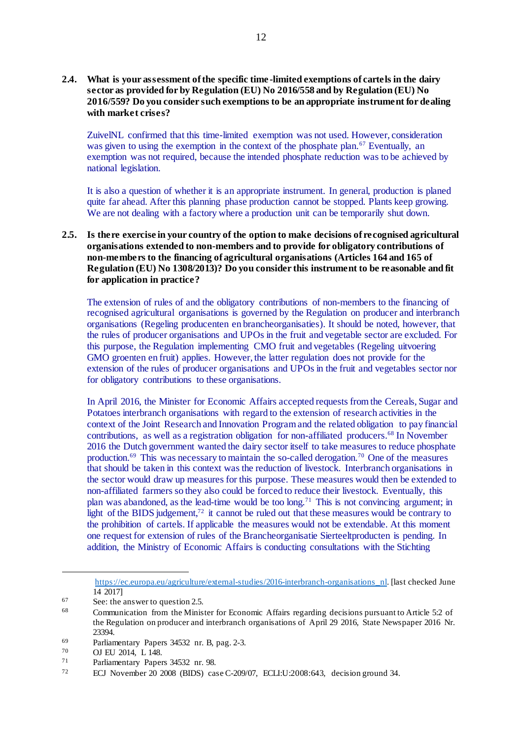**2.4. What is your assessment of the specific time-limited exemptions of cartels in the dairy sector as provided for by Regulation (EU) No 2016/558 and by Regulation (EU) No 2016/559? Do you consider such exemptions to be an appropriate instrument for dealing with market crises?**

ZuivelNL confirmed that this time-limited exemption was not used. However, consideration was given to using the exemption in the context of the phosphate plan.[67] Eventually, an exemption was not required, because the intended phosphate reduction was to be achieved by national legislation.

It is also a question of whether it is an appropriate instrument. In general, production is planed quite far ahead. After this planning phase production cannot be stopped. Plants keep growing. We are not dealing with a factory where a production unit can be temporarily shut down.

**2.5. Is there exercise in your country of the option to make decisions of recognised agricultural organisations extended to non-members and to provide for obligatory contributions of non-members to the financing of agricultural organisations (Articles 164 and 165 of Regulation (EU) No 1308/2013)? Do you consider this instrument to be reasonable and fit for application in practice?**

The extension of rules of and the obligatory contributions of non-members to the financing of recognised agricultural organisations is governed by the Regulation on producer and interbranch organisations (Regeling producenten en brancheorganisaties). It should be noted, however, that the rules of producer organisations and UPOs in the fruit and vegetable sector are excluded. For this purpose, the Regulation implementing CMO fruit and vegetables (Regeling uitvoering GMO groenten en fruit) applies. However, the latter regulation does not provide for the extension of the rules of producer organisations and UPOs in the fruit and vegetables sector nor for obligatory contributions to these organisations.

In April 2016, the Minister for Economic Affairs accepted requests from the Cereals, Sugar and Potatoes interbranch organisations with regard to the extension of research activities in the context of the Joint Research and Innovation Program and the related obligation to pay financial contributions, as well as a registration obligation for non-affiliated producers.[68] In November 2016 the Dutch government wanted the dairy sector itself to take measures to reduce phosphate production.[69] This was necessary to maintain the so-called derogation.[70] One of the measures that should be taken in this context was the reduction of livestock. Interbranch organisations in the sector would draw up measures for this purpose. These measures would then be extended to non-affiliated farmers so they also could be forced to reduce their livestock. Eventually, this plan was abandoned, as the lead-time would be too long.[71] This is not convincing argument; in light of the BIDS judgement,[72] it cannot be ruled out that these measures would be contrary to the prohibition of cartels. If applicable the measures would not be extendable. At this moment one request for extension of rules of the Brancheorganisatie Sierteeltproducten is pending. In addition, the Ministry of Economic Affairs is conducting consultations with the Stichting

---

https://ec.europa.eu/agriculture/external-studies/2016-interbranch-organisations_nl. [last checked June 14 2017]

[67] See: the answer to question 2.5.

[68] Communication from the Minister for Economic Affairs regarding decisions pursuant to Article 5:2 of the Regulation on producer and interbranch organisations of April 29 2016, State Newspaper 2016 Nr. 23394.

[69] Parliamentary Papers 34532 nr. B, pag. 2-3.

[70] OJ EU 2014, L 148.

[71] Parliamentary Papers 34532 nr. 98.

[72] ECJ November 20 2008 (BIDS) case C-209/07, ECLI:U:2008:643, decision ground 34.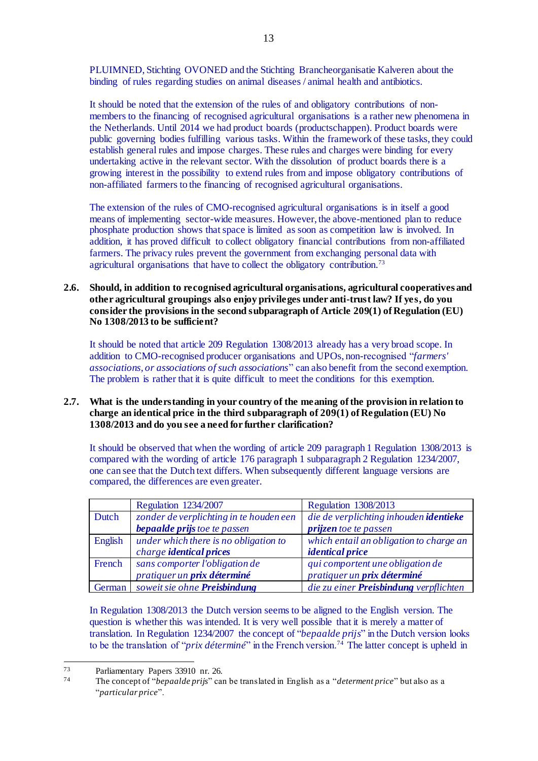PLUIMNED, Stichting OVONED and the Stichting Brancheorganisatie Kalveren about the binding of rules regarding studies on animal diseases / animal health and antibiotics.

It should be noted that the extension of the rules of and obligatory contributions of non-members to the financing of recognised agricultural organisations is a rather new phenomena in the Netherlands. Until 2014 we had product boards (productschappen). Product boards were public governing bodies fulfilling various tasks. Within the framework of these tasks, they could establish general rules and impose charges. These rules and charges were binding for every undertaking active in the relevant sector. With the dissolution of product boards there is a growing interest in the possibility to extend rules from and impose obligatory contributions of non-affiliated farmers to the financing of recognised agricultural organisations.

The extension of the rules of CMO-recognised agricultural organisations is in itself a good means of implementing sector-wide measures. However, the above-mentioned plan to reduce phosphate production shows that space is limited as soon as competition law is involved. In addition, it has proved difficult to collect obligatory financial contributions from non-affiliated farmers. The privacy rules prevent the government from exchanging personal data with agricultural organisations that have to collect the obligatory contribution.[73]

**2.6. Should, in addition to recognised agricultural organisations, agricultural cooperatives and other agricultural groupings also enjoy privileges under anti-trust law? If yes, do you consider the provisions in the second subparagraph of Article 209(1) of Regulation (EU) No 1308/2013 to be sufficient?**

It should be noted that article 209 Regulation 1308/2013 already has a very broad scope. In addition to CMO-recognised producer organisations and UPOs, non-recognised "*farmers' associations, or associations of such associations*" can also benefit from the second exemption. The problem is rather that it is quite difficult to meet the conditions for this exemption.

**2.7. What is the understanding in your country of the meaning of the provision in relation to charge an identical price in the third subparagraph of 209(1) of Regulation (EU) No 1308/2013 and do you see a need for further clarification?**

It should be observed that when the wording of article 209 paragraph 1 Regulation 1308/2013 is compared with the wording of article 176 paragraph 1 subparagraph 2 Regulation 1234/2007, one can see that the Dutch text differs. When subsequently different language versions are compared, the differences are even greater.

| | Regulation 1234/2007 | Regulation 1308/2013 |
|---|---|---|
| Dutch | *zonder de verplichting in te houden een **bepaalde prijs** toe te passen* | *die de verplichting inhouden **identieke prijzen** toe te passen* |
| English | *under which there is no obligation to charge **identical prices*** | *which entail an obligation to charge an **identical price*** |
| French | *sans comporter l'obligation de pratiquer un **prix déterminé*** | *qui comportent une obligation de pratiquer un **prix déterminé*** |
| German | *soweit sie ohne **Preisbindung*** | *die zu einer **Preisbindung** verpflichten* |

In Regulation 1308/2013 the Dutch version seems to be aligned to the English version. The question is whether this was intended. It is very well possible that it is merely a matter of translation. In Regulation 1234/2007 the concept of "*bepaalde prijs*" in the Dutch version looks to be the translation of "*prix déterminé*" in the French version.[74] The latter concept is upheld in

[73] Parliamentary Papers 33910 nr. 26.

[74] The concept of "*bepaalde prijs*" can be translated in English as a "*determent price*" but also as a "*particular price*".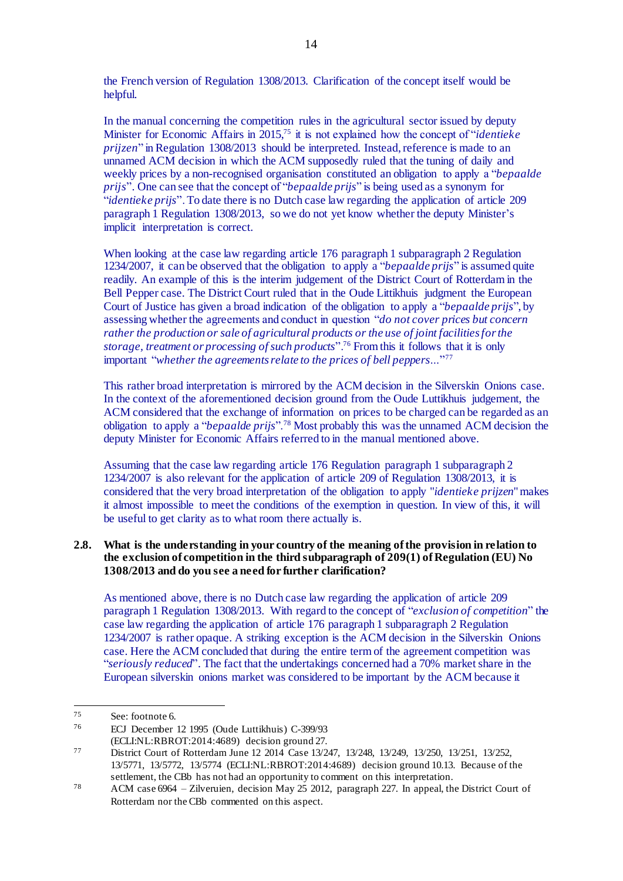the French version of Regulation 1308/2013. Clarification of the concept itself would be helpful.

In the manual concerning the competition rules in the agricultural sector issued by deputy Minister for Economic Affairs in 2015,[75] it is not explained how the concept of "*identieke prijzen*" in Regulation 1308/2013 should be interpreted. Instead, reference is made to an unnamed ACM decision in which the ACM supposedly ruled that the tuning of daily and weekly prices by a non-recognised organisation constituted an obligation to apply a "*bepaalde prijs*". One can see that the concept of "*bepaalde prijs*" is being used as a synonym for "*identieke prijs*". To date there is no Dutch case law regarding the application of article 209 paragraph 1 Regulation 1308/2013, so we do not yet know whether the deputy Minister's implicit interpretation is correct.

When looking at the case law regarding article 176 paragraph 1 subparagraph 2 Regulation 1234/2007, it can be observed that the obligation to apply a "*bepaalde prijs*" is assumed quite readily. An example of this is the interim judgement of the District Court of Rotterdam in the Bell Pepper case. The District Court ruled that in the Oude Littikhuis judgment the European Court of Justice has given a broad indication of the obligation to apply a "*bepaalde prijs*", by assessing whether the agreements and conduct in question "*do not cover prices but concern rather the production or sale of agricultural products or the use of joint facilities for the storage, treatment or processing of such products*".[76] From this it follows that it is only important "*whether the agreements relate to the prices of bell peppers...*"[77]

This rather broad interpretation is mirrored by the ACM decision in the Silverskin Onions case. In the context of the aforementioned decision ground from the Oude Luttikhuis judgement, the ACM considered that the exchange of information on prices to be charged can be regarded as an obligation to apply a "*bepaalde prijs*".[78] Most probably this was the unnamed ACM decision the deputy Minister for Economic Affairs referred to in the manual mentioned above.

Assuming that the case law regarding article 176 Regulation paragraph 1 subparagraph 2 1234/2007 is also relevant for the application of article 209 of Regulation 1308/2013, it is considered that the very broad interpretation of the obligation to apply "*identieke prijzen*" makes it almost impossible to meet the conditions of the exemption in question. In view of this, it will be useful to get clarity as to what room there actually is.

### 2.8. What is the understanding in your country of the meaning of the provision in relation to the exclusion of competition in the third subparagraph of 209(1) of Regulation (EU) No 1308/2013 and do you see a need for further clarification?

As mentioned above, there is no Dutch case law regarding the application of article 209 paragraph 1 Regulation 1308/2013. With regard to the concept of "*exclusion of competition*" the case law regarding the application of article 176 paragraph 1 subparagraph 2 Regulation 1234/2007 is rather opaque. A striking exception is the ACM decision in the Silverskin Onions case. Here the ACM concluded that during the entire term of the agreement competition was "*seriously reduced*". The fact that the undertakings concerned had a 70% market share in the European silverskin onions market was considered to be important by the ACM because it

---

[75] See: footnote 6.

[76] ECJ December 12 1995 (Oude Luttikhuis) C-399/93 (ECLI:NL:RBROT:2014:4689) decision ground 27.

[77] District Court of Rotterdam June 12 2014 Case 13/247, 13/248, 13/249, 13/250, 13/251, 13/252, 13/5771, 13/5772, 13/5774 (ECLI:NL:RBROT:2014:4689) decision ground 10.13. Because of the settlement, the CBb has not had an opportunity to comment on this interpretation.

[78] ACM case 6964 – Zilveruien, decision May 25 2012, paragraph 227. In appeal, the District Court of Rotterdam nor the CBb commented on this aspect.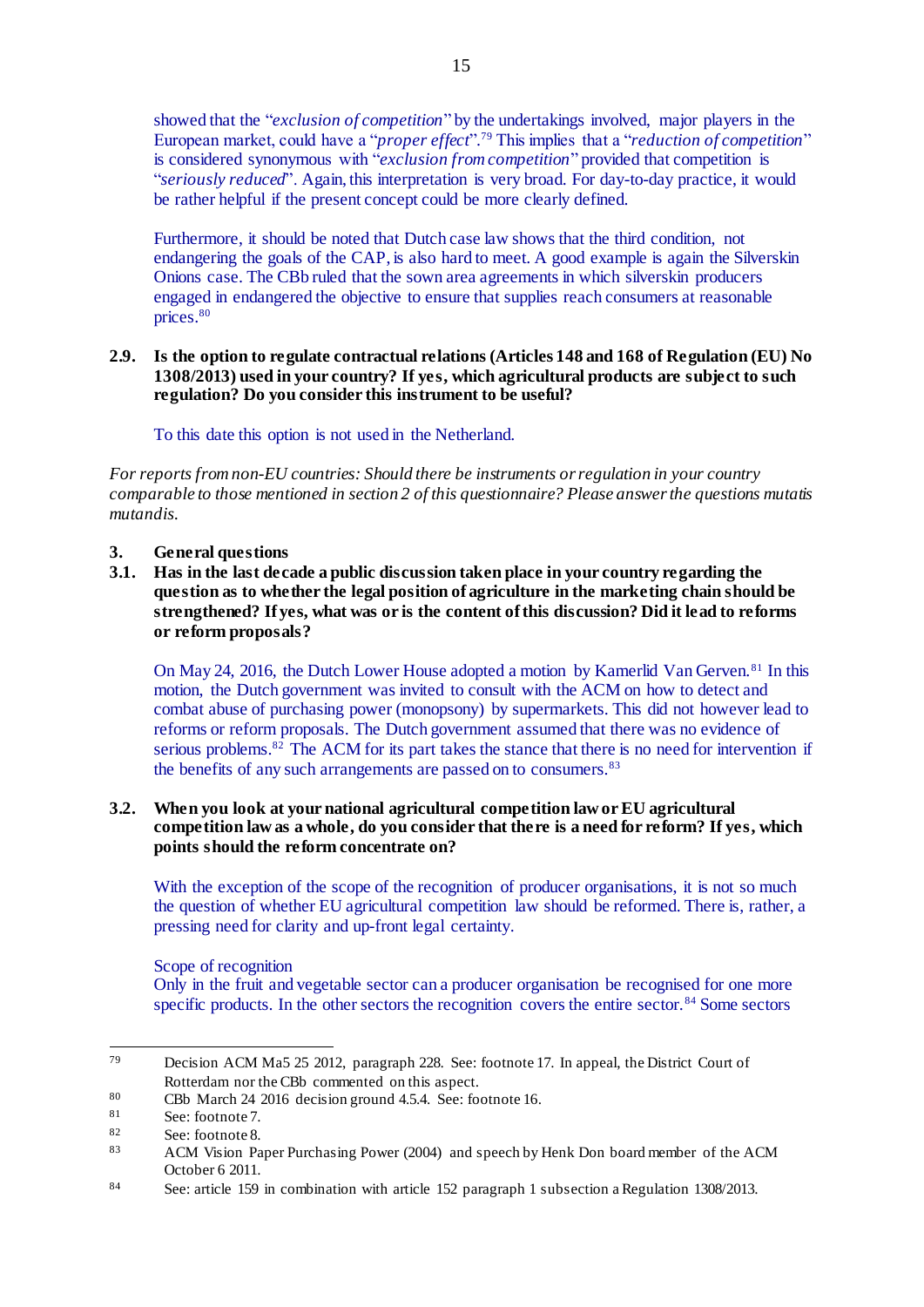showed that the "*exclusion of competition*" by the undertakings involved, major players in the European market, could have a "*proper effect*".[79] This implies that a "*reduction of competition*" is considered synonymous with "*exclusion from competition*" provided that competition is "*seriously reduced*". Again, this interpretation is very broad. For day-to-day practice, it would be rather helpful if the present concept could be more clearly defined.

Furthermore, it should be noted that Dutch case law shows that the third condition, not endangering the goals of the CAP, is also hard to meet. A good example is again the Silverskin Onions case. The CBb ruled that the sown area agreements in which silverskin producers engaged in endangered the objective to ensure that supplies reach consumers at reasonable prices.[80]

**2.9. Is the option to regulate contractual relations (Articles 148 and 168 of Regulation (EU) No 1308/2013) used in your country? If yes, which agricultural products are subject to such regulation? Do you consider this instrument to be useful?**

To this date this option is not used in the Netherland.

*For reports from non-EU countries: Should there be instruments or regulation in your country comparable to those mentioned in section 2 of this questionnaire? Please answer the questions mutatis mutandis.*

## 3. General questions

**3.1. Has in the last decade a public discussion taken place in your country regarding the question as to whether the legal position of agriculture in the marketing chain should be strengthened? If yes, what was or is the content of this discussion? Did it lead to reforms or reform proposals?**

On May 24, 2016, the Dutch Lower House adopted a motion by Kamerlid Van Gerven.[81] In this motion, the Dutch government was invited to consult with the ACM on how to detect and combat abuse of purchasing power (monopsony) by supermarkets. This did not however lead to reforms or reform proposals. The Dutch government assumed that there was no evidence of serious problems.[82] The ACM for its part takes the stance that there is no need for intervention if the benefits of any such arrangements are passed on to consumers.[83]

**3.2. When you look at your national agricultural competition law or EU agricultural competition law as a whole, do you consider that there is a need for reform? If yes, which points should the reform concentrate on?**

With the exception of the scope of the recognition of producer organisations, it is not so much the question of whether EU agricultural competition law should be reformed. There is, rather, a pressing need for clarity and up-front legal certainty.

Scope of recognition

Only in the fruit and vegetable sector can a producer organisation be recognised for one more specific products. In the other sectors the recognition covers the entire sector.[84] Some sectors

---

[79] Decision ACM Ma5 25 2012, paragraph 228. See: footnote 17. In appeal, the District Court of Rotterdam nor the CBb commented on this aspect.

[80] CBb March 24 2016 decision ground 4.5.4. See: footnote 16.

[81] See: footnote 7.

[82] See: footnote 8.

[83] ACM Vision Paper Purchasing Power (2004) and speech by Henk Don board member of the ACM October 6 2011.

[84] See: article 159 in combination with article 152 paragraph 1 subsection a Regulation 1308/2013.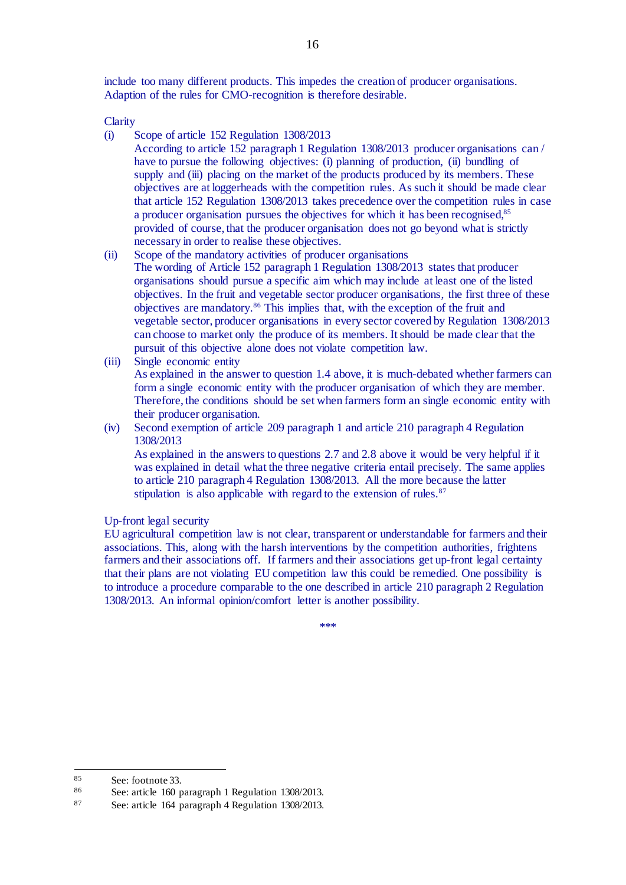include too many different products. This impedes the creation of producer organisations. Adaption of the rules for CMO-recognition is therefore desirable.

Clarity

(i) Scope of article 152 Regulation 1308/2013
According to article 152 paragraph 1 Regulation 1308/2013 producer organisations can / have to pursue the following objectives: (i) planning of production, (ii) bundling of supply and (iii) placing on the market of the products produced by its members. These objectives are at loggerheads with the competition rules. As such it should be made clear that article 152 Regulation 1308/2013 takes precedence over the competition rules in case a producer organisation pursues the objectives for which it has been recognised,[85] provided of course, that the producer organisation does not go beyond what is strictly necessary in order to realise these objectives.

(ii) Scope of the mandatory activities of producer organisations
The wording of Article 152 paragraph 1 Regulation 1308/2013 states that producer organisations should pursue a specific aim which may include at least one of the listed objectives. In the fruit and vegetable sector producer organisations, the first three of these objectives are mandatory.[86] This implies that, with the exception of the fruit and vegetable sector, producer organisations in every sector covered by Regulation 1308/2013 can choose to market only the produce of its members. It should be made clear that the pursuit of this objective alone does not violate competition law.

(iii) Single economic entity
As explained in the answer to question 1.4 above, it is much-debated whether farmers can form a single economic entity with the producer organisation of which they are member. Therefore, the conditions should be set when farmers form an single economic entity with their producer organisation.

(iv) Second exemption of article 209 paragraph 1 and article 210 paragraph 4 Regulation 1308/2013
As explained in the answers to questions 2.7 and 2.8 above it would be very helpful if it was explained in detail what the three negative criteria entail precisely. The same applies to article 210 paragraph 4 Regulation 1308/2013. All the more because the latter stipulation is also applicable with regard to the extension of rules.[87]

Up-front legal security

EU agricultural competition law is not clear, transparent or understandable for farmers and their associations. This, along with the harsh interventions by the competition authorities, frightens farmers and their associations off. If farmers and their associations get up-front legal certainty that their plans are not violating EU competition law this could be remedied. One possibility is to introduce a procedure comparable to the one described in article 210 paragraph 2 Regulation 1308/2013. An informal opinion/comfort letter is another possibility.

\*\*\*

---

[85] See: footnote 33.

[86] See: article 160 paragraph 1 Regulation 1308/2013.

[87] See: article 164 paragraph 4 Regulation 1308/2013.